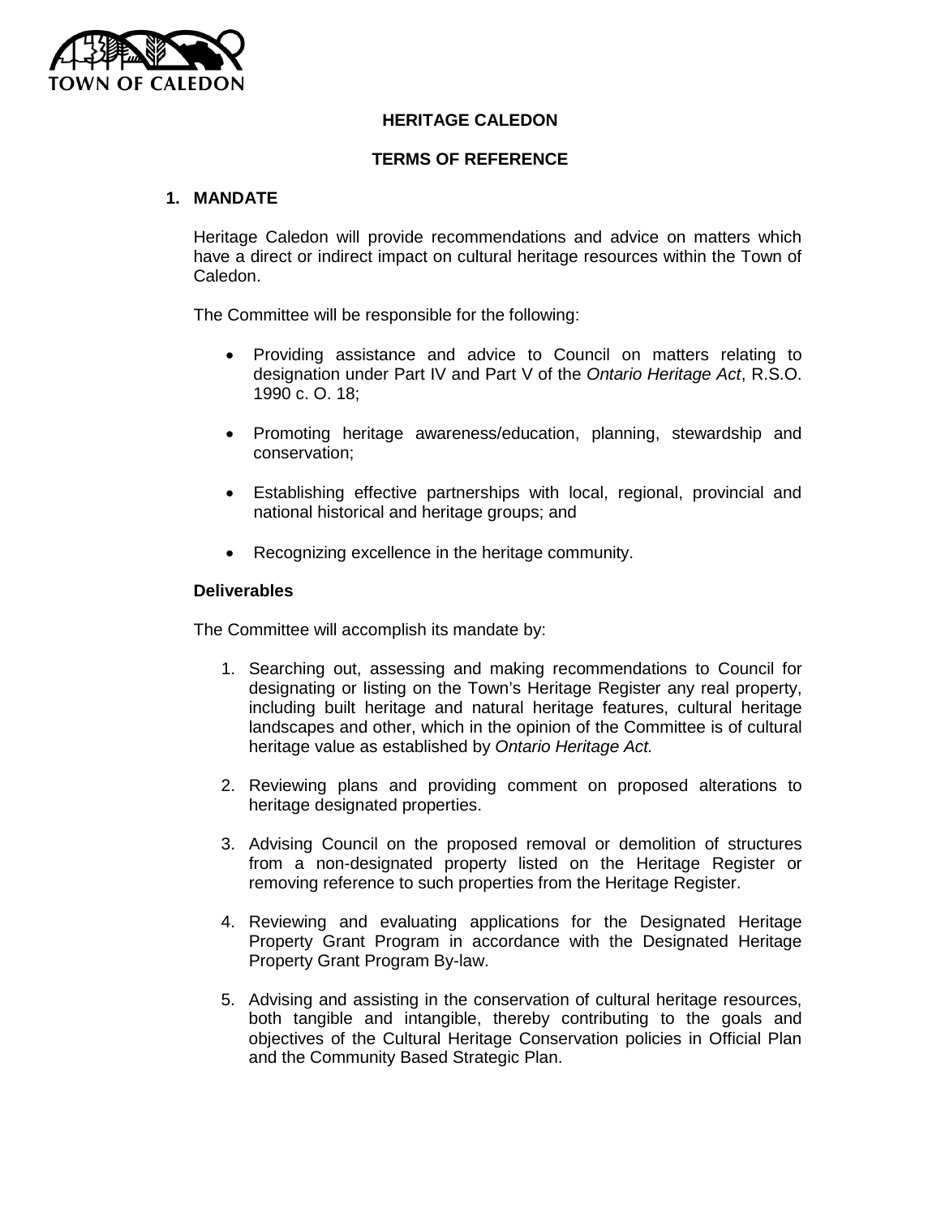TOWN OF CALEDON

# HERITAGE CALEDON

## TERMS OF REFERENCE

### 1. MANDATE

Heritage Caledon will provide recommendations and advice on matters which have a direct or indirect impact on cultural heritage resources within the Town of Caledon.

The Committee will be responsible for the following:

- Providing assistance and advice to Council on matters relating to designation under Part IV and Part V of the *Ontario Heritage Act*, R.S.O. 1990 c. O. 18;
- Promoting heritage awareness/education, planning, stewardship and conservation;
- Establishing effective partnerships with local, regional, provincial and national historical and heritage groups; and
- Recognizing excellence in the heritage community.

**Deliverables**

The Committee will accomplish its mandate by:

1. Searching out, assessing and making recommendations to Council for designating or listing on the Town's Heritage Register any real property, including built heritage and natural heritage features, cultural heritage landscapes and other, which in the opinion of the Committee is of cultural heritage value as established by *Ontario Heritage Act.*
2. Reviewing plans and providing comment on proposed alterations to heritage designated properties.
3. Advising Council on the proposed removal or demolition of structures from a non-designated property listed on the Heritage Register or removing reference to such properties from the Heritage Register.
4. Reviewing and evaluating applications for the Designated Heritage Property Grant Program in accordance with the Designated Heritage Property Grant Program By-law.
5. Advising and assisting in the conservation of cultural heritage resources, both tangible and intangible, thereby contributing to the goals and objectives of the Cultural Heritage Conservation policies in Official Plan and the Community Based Strategic Plan.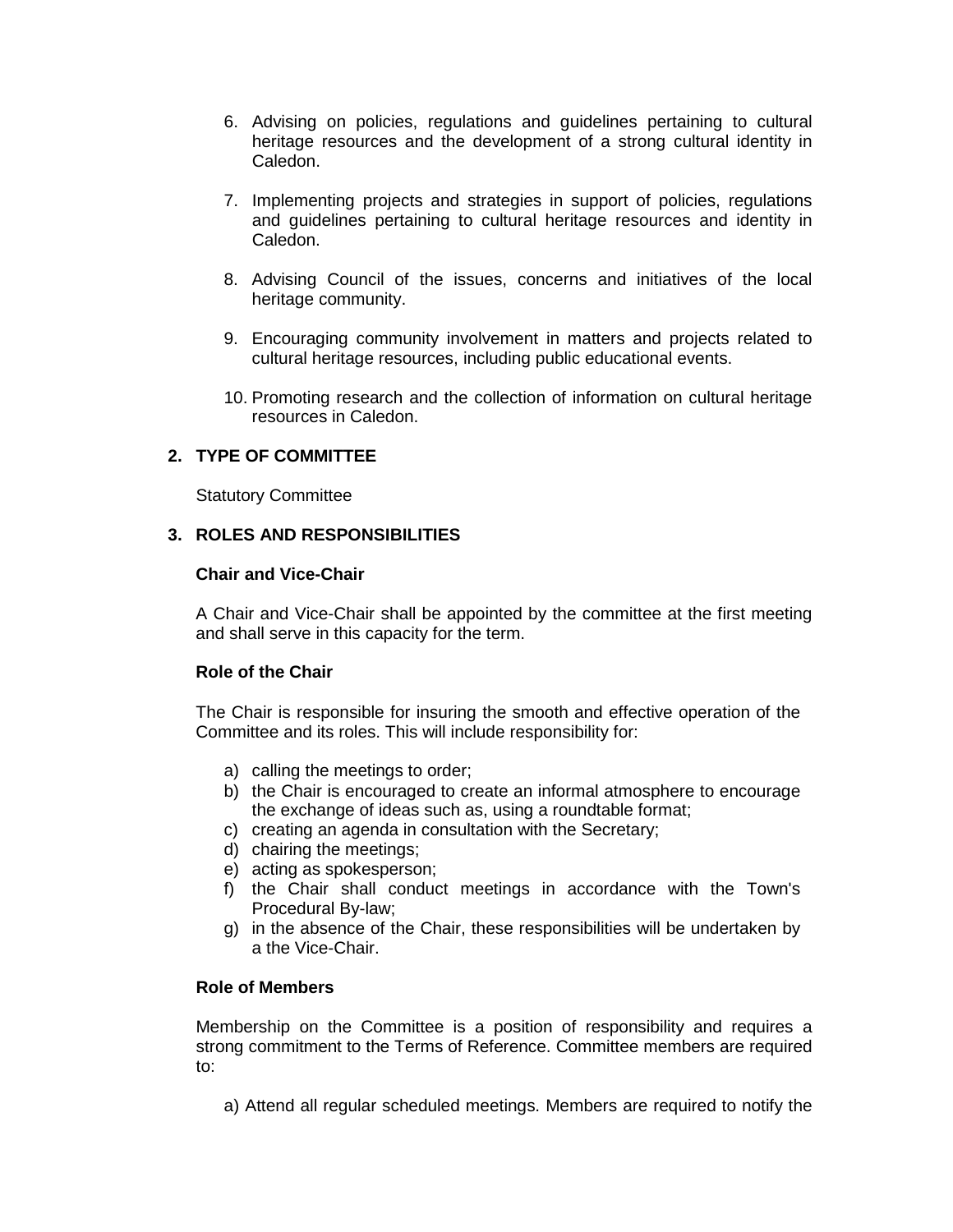6. Advising on policies, regulations and guidelines pertaining to cultural heritage resources and the development of a strong cultural identity in Caledon.

7. Implementing projects and strategies in support of policies, regulations and guidelines pertaining to cultural heritage resources and identity in Caledon.

8. Advising Council of the issues, concerns and initiatives of the local heritage community.

9. Encouraging community involvement in matters and projects related to cultural heritage resources, including public educational events.

10. Promoting research and the collection of information on cultural heritage resources in Caledon.

## 2. TYPE OF COMMITTEE

Statutory Committee

## 3. ROLES AND RESPONSIBILITIES

### Chair and Vice-Chair

A Chair and Vice-Chair shall be appointed by the committee at the first meeting and shall serve in this capacity for the term.

### Role of the Chair

The Chair is responsible for insuring the smooth and effective operation of the Committee and its roles. This will include responsibility for:

a) calling the meetings to order;
b) the Chair is encouraged to create an informal atmosphere to encourage the exchange of ideas such as, using a roundtable format;
c) creating an agenda in consultation with the Secretary;
d) chairing the meetings;
e) acting as spokesperson;
f) the Chair shall conduct meetings in accordance with the Town's Procedural By-law;
g) in the absence of the Chair, these responsibilities will be undertaken by a the Vice-Chair.

### Role of Members

Membership on the Committee is a position of responsibility and requires a strong commitment to the Terms of Reference. Committee members are required to:

a) Attend all regular scheduled meetings. Members are required to notify the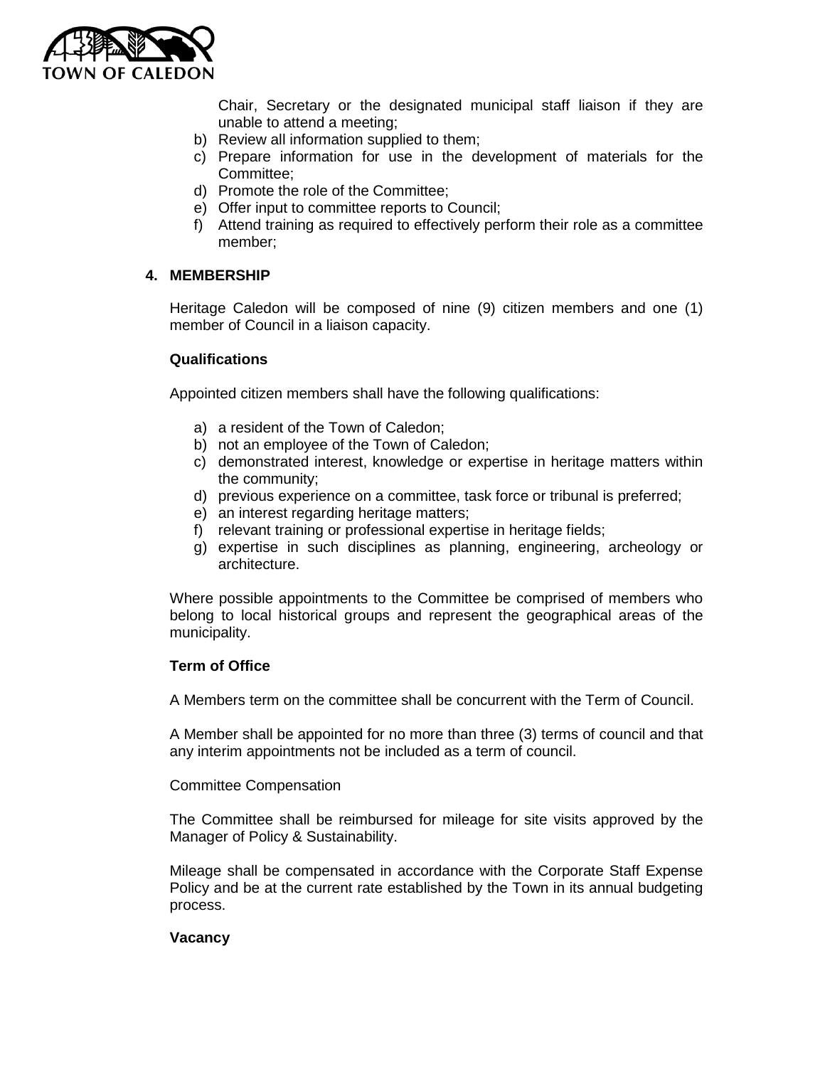Chair, Secretary or the designated municipal staff liaison if they are unable to attend a meeting;

b) Review all information supplied to them;
c) Prepare information for use in the development of materials for the Committee;
d) Promote the role of the Committee;
e) Offer input to committee reports to Council;
f) Attend training as required to effectively perform their role as a committee member;

## 4. MEMBERSHIP

Heritage Caledon will be composed of nine (9) citizen members and one (1) member of Council in a liaison capacity.

### Qualifications

Appointed citizen members shall have the following qualifications:

a) a resident of the Town of Caledon;
b) not an employee of the Town of Caledon;
c) demonstrated interest, knowledge or expertise in heritage matters within the community;
d) previous experience on a committee, task force or tribunal is preferred;
e) an interest regarding heritage matters;
f) relevant training or professional expertise in heritage fields;
g) expertise in such disciplines as planning, engineering, archeology or architecture.

Where possible appointments to the Committee be comprised of members who belong to local historical groups and represent the geographical areas of the municipality.

### Term of Office

A Members term on the committee shall be concurrent with the Term of Council.

A Member shall be appointed for no more than three (3) terms of council and that any interim appointments not be included as a term of council.

Committee Compensation

The Committee shall be reimbursed for mileage for site visits approved by the Manager of Policy & Sustainability.

Mileage shall be compensated in accordance with the Corporate Staff Expense Policy and be at the current rate established by the Town in its annual budgeting process.

### Vacancy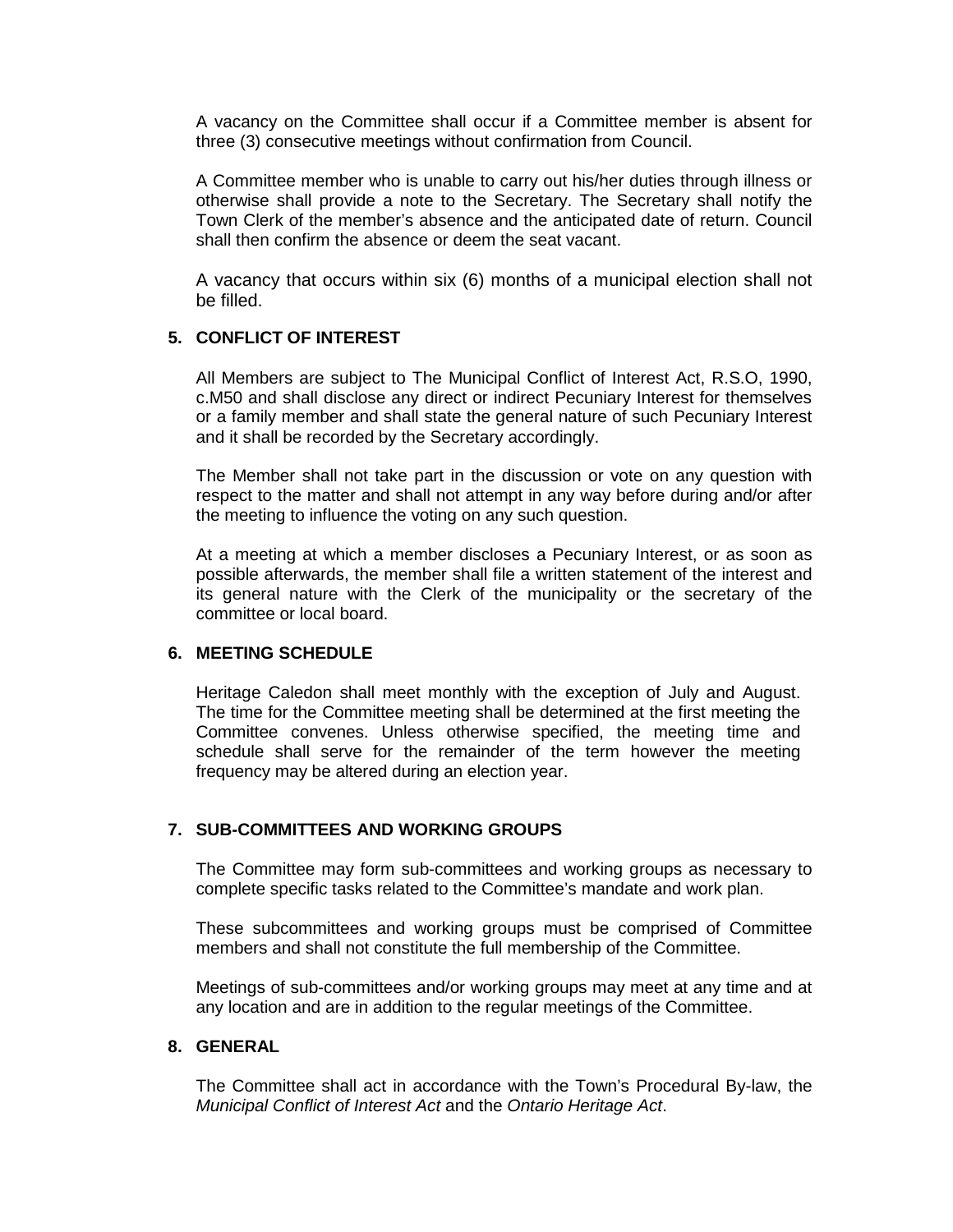A vacancy on the Committee shall occur if a Committee member is absent for three (3) consecutive meetings without confirmation from Council.

A Committee member who is unable to carry out his/her duties through illness or otherwise shall provide a note to the Secretary. The Secretary shall notify the Town Clerk of the member's absence and the anticipated date of return. Council shall then confirm the absence or deem the seat vacant.

A vacancy that occurs within six (6) months of a municipal election shall not be filled.

### 5. CONFLICT OF INTEREST

All Members are subject to The Municipal Conflict of Interest Act, R.S.O, 1990, c.M50 and shall disclose any direct or indirect Pecuniary Interest for themselves or a family member and shall state the general nature of such Pecuniary Interest and it shall be recorded by the Secretary accordingly.

The Member shall not take part in the discussion or vote on any question with respect to the matter and shall not attempt in any way before during and/or after the meeting to influence the voting on any such question.

At a meeting at which a member discloses a Pecuniary Interest, or as soon as possible afterwards, the member shall file a written statement of the interest and its general nature with the Clerk of the municipality or the secretary of the committee or local board.

### 6. MEETING SCHEDULE

Heritage Caledon shall meet monthly with the exception of July and August. The time for the Committee meeting shall be determined at the first meeting the Committee convenes. Unless otherwise specified, the meeting time and schedule shall serve for the remainder of the term however the meeting frequency may be altered during an election year.

### 7. SUB-COMMITTEES AND WORKING GROUPS

The Committee may form sub-committees and working groups as necessary to complete specific tasks related to the Committee's mandate and work plan.

These subcommittees and working groups must be comprised of Committee members and shall not constitute the full membership of the Committee.

Meetings of sub-committees and/or working groups may meet at any time and at any location and are in addition to the regular meetings of the Committee.

### 8. GENERAL

The Committee shall act in accordance with the Town's Procedural By-law, the *Municipal Conflict of Interest Act* and the *Ontario Heritage Act*.